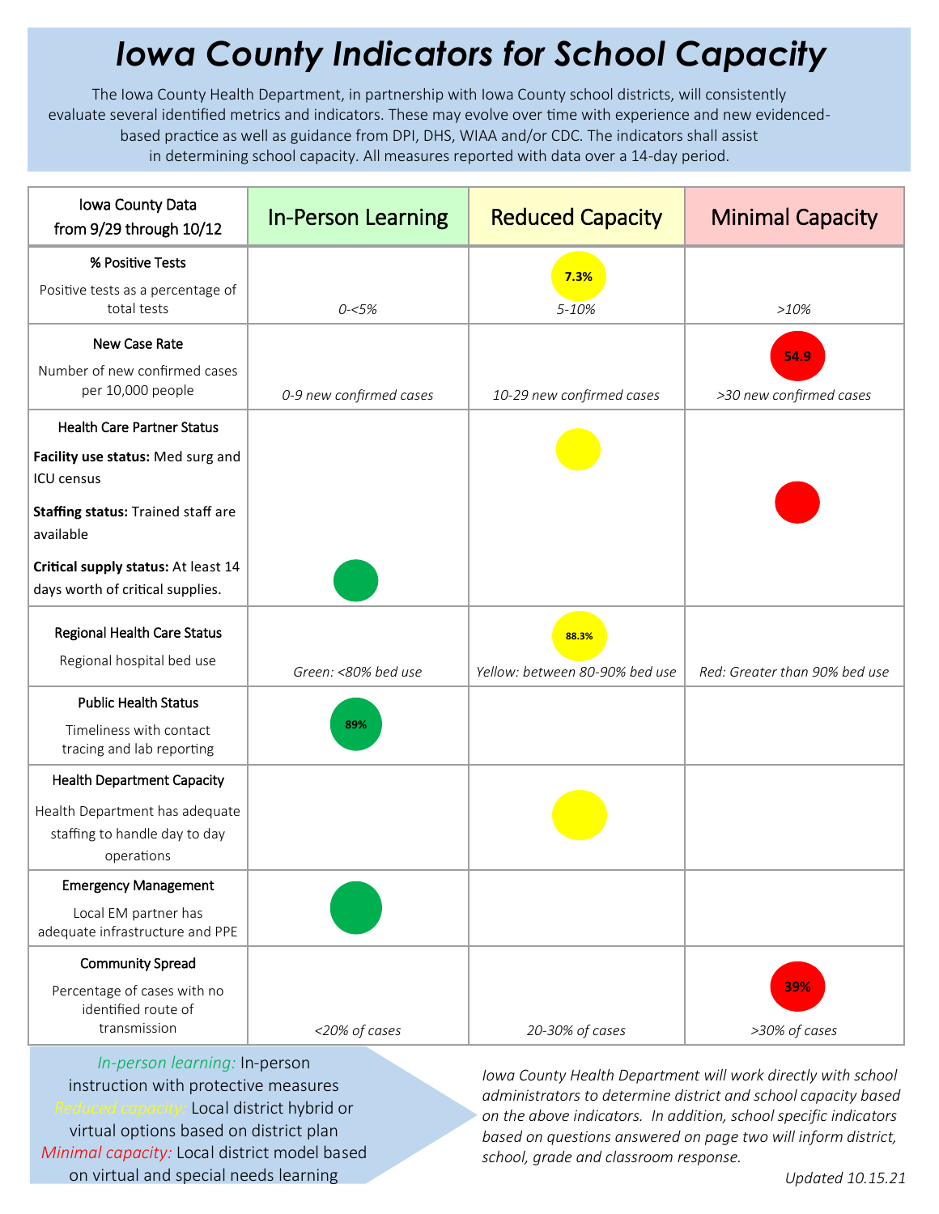# Iowa County Indicators for School Capacity

The Iowa County Health Department, in partnership with Iowa County school districts, will consistently evaluate several identified metrics and indicators. These may evolve over time with experience and new evidenced-based practice as well as guidance from DPI, DHS, WIAA and/or CDC. The indicators shall assist in determining school capacity. All measures reported with data over a 14-day period.

| Iowa County Data from 9/29 through 10/12 | In-Person Learning | Reduced Capacity | Minimal Capacity |
|---|---|---|---|
| **% Positive Tests**<br>Positive tests as a percentage of total tests | *0-<5%* | 7.3%<br>*5-10%* | *>10%* |
| **New Case Rate**<br>Number of new confirmed cases per 10,000 people | *0-9 new confirmed cases* | *10-29 new confirmed cases* | 54.9<br>*>30 new confirmed cases* |
| **Health Care Partner Status**<br>**Facility use status:** Med surg and ICU census<br>**Staffing status:** Trained staff are available<br>**Critical supply status:** At least 14 days worth of critical supplies. | Critical supply status: green | Facility use status: yellow | Staffing status: red |
| **Regional Health Care Status**<br>Regional hospital bed use | *Green: <80% bed use* | 88.3%<br>*Yellow: between 80-90% bed use* | *Red: Greater than 90% bed use* |
| **Public Health Status**<br>Timeliness with contact tracing and lab reporting | 89% | | |
| **Health Department Capacity**<br>Health Department has adequate staffing to handle day to day operations | | Yellow | |
| **Emergency Management**<br>Local EM partner has adequate infrastructure and PPE | Green | | |
| **Community Spread**<br>Percentage of cases with no identified route of transmission | *<20% of cases* | *20-30% of cases* | 39%<br>*>30% of cases* |

*In-person learning:* In-person instruction with protective measures
*Reduced capacity:* Local district hybrid or virtual options based on district plan
*Minimal capacity:* Local district model based on virtual and special needs learning

*Iowa County Health Department will work directly with school administrators to determine district and school capacity based on the above indicators. In addition, school specific indicators based on questions answered on page two will inform district, school, grade and classroom response.*

*Updated 10.15.21*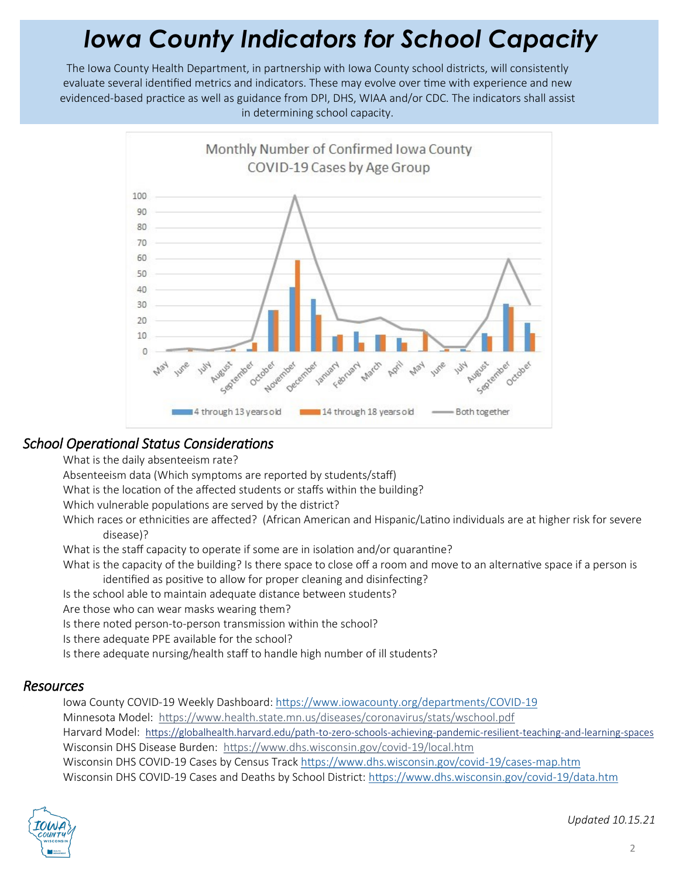# Iowa County Indicators for School Capacity

The Iowa County Health Department, in partnership with Iowa County school districts, will consistently evaluate several identified metrics and indicators. These may evolve over time with experience and new evidenced-based practice as well as guidance from DPI, DHS, WIAA and/or CDC. The indicators shall assist in determining school capacity.

Monthly Number of Confirmed Iowa County COVID-19 Cases by Age Group

100
90
80
70
60
50
40
30
20
10
0

May June July August September October November December January February March April May June July August September October

4 through 13 years old
14 through 18 years old
Both together

## School Operational Status Considerations

What is the daily absenteeism rate?
Absenteeism data (Which symptoms are reported by students/staff)
What is the location of the affected students or staffs within the building?
Which vulnerable populations are served by the district?
Which races or ethnicities are affected? (African American and Hispanic/Latino individuals are at higher risk for severe disease)?
What is the staff capacity to operate if some are in isolation and/or quarantine?
What is the capacity of the building? Is there space to close off a room and move to an alternative space if a person is identified as positive to allow for proper cleaning and disinfecting?
Is the school able to maintain adequate distance between students?
Are those who can wear masks wearing them?
Is there noted person-to-person transmission within the school?
Is there adequate PPE available for the school?
Is there adequate nursing/health staff to handle high number of ill students?

## Resources

Iowa County COVID-19 Weekly Dashboard: https://www.iowacounty.org/departments/COVID-19
Minnesota Model: https://www.health.state.mn.us/diseases/coronavirus/stats/wschool.pdf
Harvard Model: https://globalhealth.harvard.edu/path-to-zero-schools-achieving-pandemic-resilient-teaching-and-learning-spaces
Wisconsin DHS Disease Burden: https://www.dhs.wisconsin.gov/covid-19/local.htm
Wisconsin DHS COVID-19 Cases by Census Track https://www.dhs.wisconsin.gov/covid-19/cases-map.htm
Wisconsin DHS COVID-19 Cases and Deaths by School District: https://www.dhs.wisconsin.gov/covid-19/data.htm

*Updated 10.15.21*